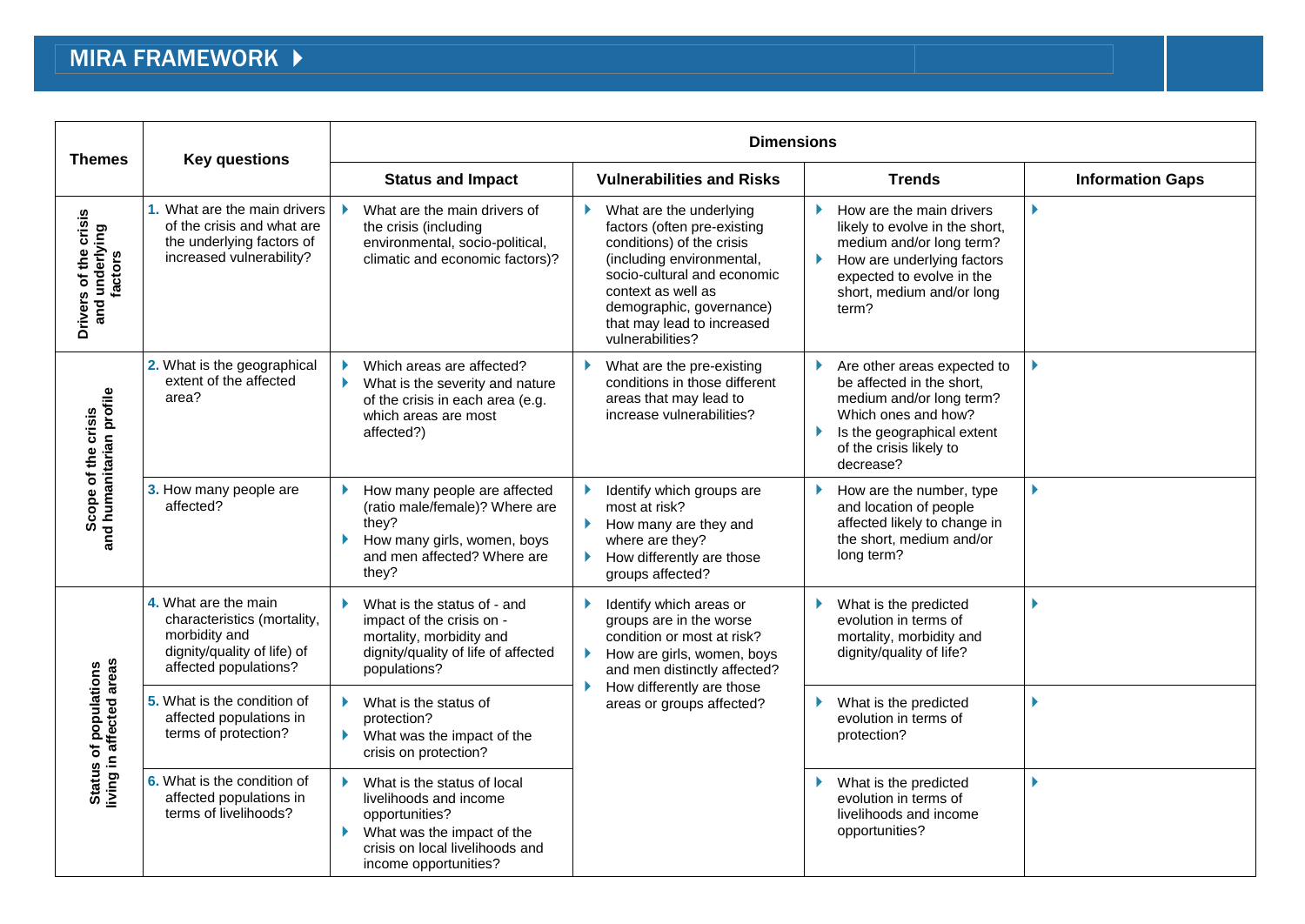# MIRA FRAMEWORK

| Themes | Key questions | Dimensions | | | |
|---|---|---|---|---|---|
| | | Status and Impact | Vulnerabilities and Risks | Trends | Information Gaps |
| Drivers of the crisis and underlying factors | 1. What are the main drivers of the crisis and what are the underlying factors of increased vulnerability? | What are the main drivers of the crisis (including environmental, socio-political, climatic and economic factors)? | What are the underlying factors (often pre-existing conditions) of the crisis (including environmental, socio-cultural and economic context as well as demographic, governance) that may lead to increased vulnerabilities? | How are the main drivers likely to evolve in the short, medium and/or long term?<br>How are underlying factors expected to evolve in the short, medium and/or long term? | |
| Scope of the crisis and humanitarian profile | 2. What is the geographical extent of the affected area? | Which areas are affected?<br>What is the severity and nature of the crisis in each area (e.g. which areas are most affected?) | What are the pre-existing conditions in those different areas that may lead to increase vulnerabilities? | Are other areas expected to be affected in the short, medium and/or long term? Which ones and how?<br>Is the geographical extent of the crisis likely to decrease? | |
| | 3. How many people are affected? | How many people are affected (ratio male/female)? Where are they?<br>How many girls, women, boys and men affected? Where are they? | Identify which groups are most at risk?<br>How many are they and where are they?<br>How differently are those groups affected? | How are the number, type and location of people affected likely to change in the short, medium and/or long term? | |
| Status of populations living in affected areas | 4. What are the main characteristics (mortality, morbidity and dignity/quality of life) of affected populations? | What is the status of - and impact of the crisis on - mortality, morbidity and dignity/quality of life of affected populations? | Identify which areas or groups are in the worse condition or most at risk?<br>How are girls, women, boys and men distinctly affected?<br>How differently are those areas or groups affected? | What is the predicted evolution in terms of mortality, morbidity and dignity/quality of life? | |
| | 5. What is the condition of affected populations in terms of protection? | What is the status of protection?<br>What was the impact of the crisis on protection? | | What is the predicted evolution in terms of protection? | |
| | 6. What is the condition of affected populations in terms of livelihoods? | What is the status of local livelihoods and income opportunities?<br>What was the impact of the crisis on local livelihoods and income opportunities? | | What is the predicted evolution in terms of livelihoods and income opportunities? | |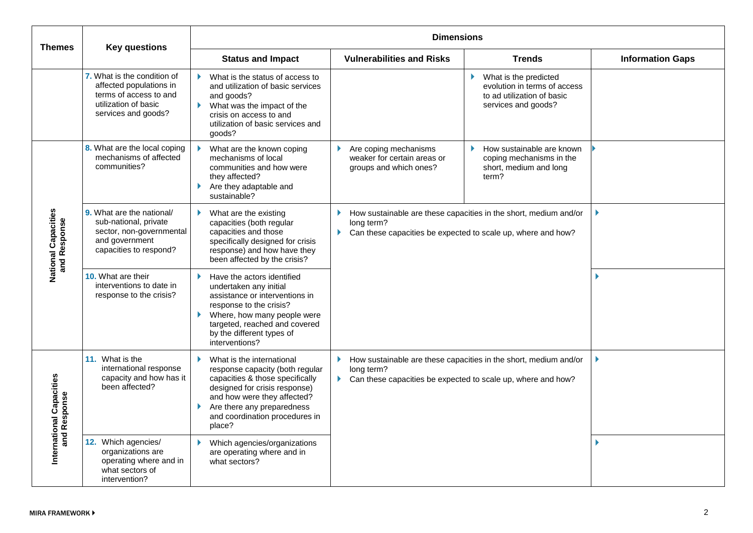| Themes | Key questions | Dimensions | | | |
|---|---|---|---|---|---|
| | | **Status and Impact** | **Vulnerabilities and Risks** | **Trends** | **Information Gaps** |
| | 7. What is the condition of affected populations in terms of access to and utilization of basic services and goods? | ▸ What is the status of access to and utilization of basic services and goods?<br>▸ What was the impact of the crisis on access to and utilization of basic services and goods? | | ▸ What is the predicted evolution in terms of access to ad utilization of basic services and goods? | |
| National Capacities and Response | 8. What are the local coping mechanisms of affected communities? | ▸ What are the known coping mechanisms of local communities and how were they affected?<br>▸ Are they adaptable and sustainable? | ▸ Are coping mechanisms weaker for certain areas or groups and which ones? | ▸ How sustainable are known coping mechanisms in the short, medium and long term? | ▸ |
| | 9. What are the national/ sub-national, private sector, non-governmental and government capacities to respond? | ▸ What are the existing capacities (both regular capacities and those specifically designed for crisis response) and how have they been affected by the crisis? | ▸ How sustainable are these capacities in the short, medium and/or long term?<br>▸ Can these capacities be expected to scale up, where and how? | | ▸ |
| | 10. What are their interventions to date in response to the crisis? | ▸ Have the actors identified undertaken any initial assistance or interventions in response to the crisis?<br>▸ Where, how many people were targeted, reached and covered by the different types of interventions? | | | ▸ |
| International Capacities and Response | 11. What is the international response capacity and how has it been affected? | ▸ What is the international response capacity (both regular capacities & those specifically designed for crisis response) and how were they affected?<br>▸ Are there any preparedness and coordination procedures in place? | ▸ How sustainable are these capacities in the short, medium and/or long term?<br>▸ Can these capacities be expected to scale up, where and how? | | ▸ |
| | 12. Which agencies/ organizations are operating where and in what sectors of intervention? | ▸ Which agencies/organizations are operating where and in what sectors? | | | ▸ |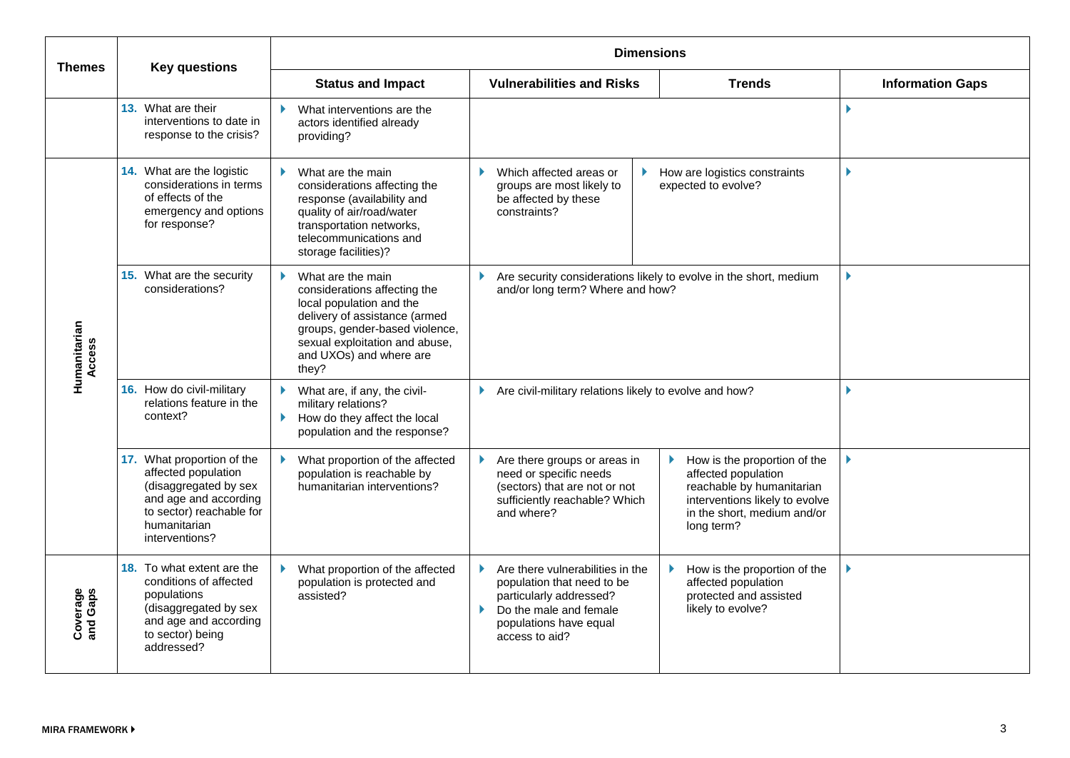| Themes | Key questions | Dimensions | | | |
|---|---|---|---|---|---|
| | | Status and Impact | Vulnerabilities and Risks | Trends | Information Gaps |
| | 13. What are their interventions to date in response to the crisis? | What interventions are the actors identified already providing? | | | |
| Humanitarian Access | 14. What are the logistic considerations in terms of effects of the emergency and options for response? | What are the main considerations affecting the response (availability and quality of air/road/water transportation networks, telecommunications and storage facilities)? | Which affected areas or groups are most likely to be affected by these constraints? | How are logistics constraints expected to evolve? | |
| | 15. What are the security considerations? | What are the main considerations affecting the local population and the delivery of assistance (armed groups, gender-based violence, sexual exploitation and abuse, and UXOs) and where are they? | Are security considerations likely to evolve in the short, medium and/or long term? Where and how? | | |
| | 16. How do civil-military relations feature in the context? | What are, if any, the civil-military relations?<br>How do they affect the local population and the response? | Are civil-military relations likely to evolve and how? | | |
| | 17. What proportion of the affected population (disaggregated by sex and age and according to sector) reachable for humanitarian interventions? | What proportion of the affected population is reachable by humanitarian interventions? | Are there groups or areas in need or specific needs (sectors) that are not or not sufficiently reachable? Which and where? | How is the proportion of the affected population reachable by humanitarian interventions likely to evolve in the short, medium and/or long term? | |
| Coverage and Gaps | 18. To what extent are the conditions of affected populations (disaggregated by sex and age and according to sector) being addressed? | What proportion of the affected population is protected and assisted? | Are there vulnerabilities in the population that need to be particularly addressed?<br>Do the male and female populations have equal access to aid? | How is the proportion of the affected population protected and assisted likely to evolve? | |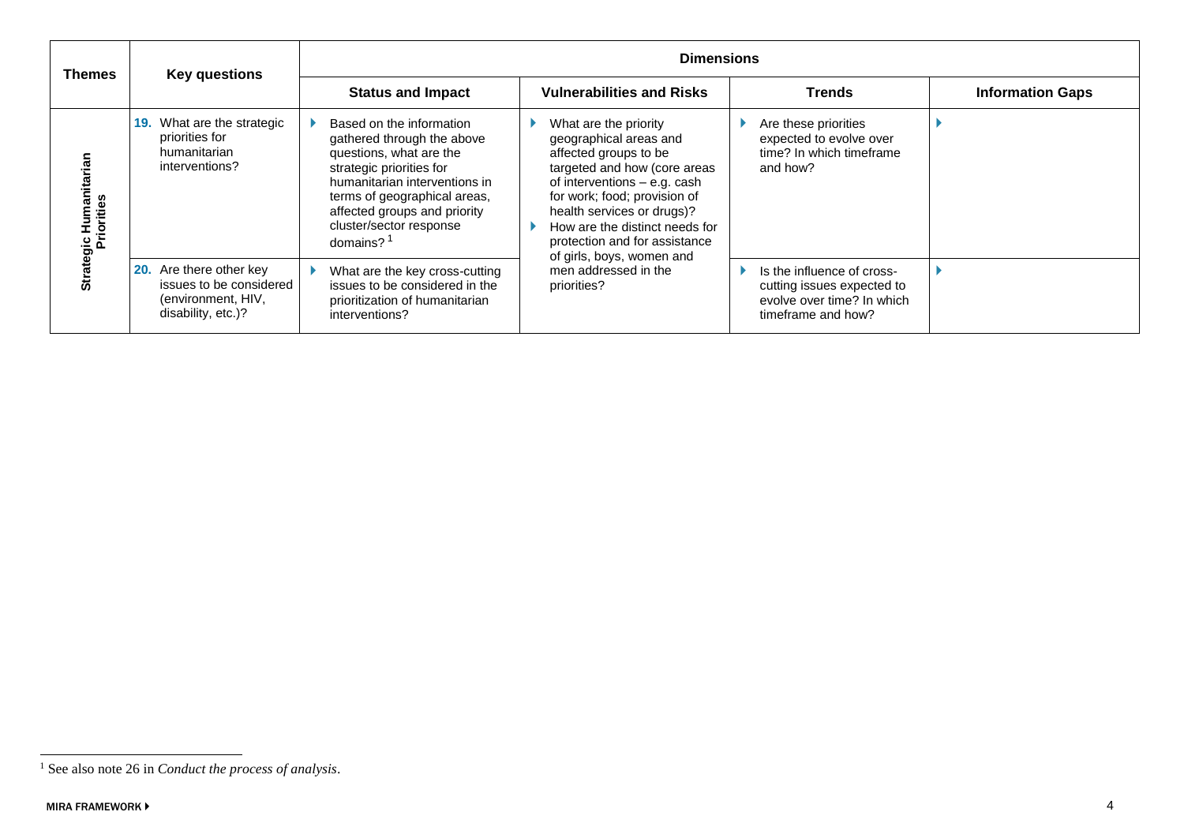| Themes | Key questions | Dimensions | | | |
|---|---|---|---|---|---|
| | | Status and Impact | Vulnerabilities and Risks | Trends | Information Gaps |
| Strategic Humanitarian Priorities | 19. What are the strategic priorities for humanitarian interventions? | Based on the information gathered through the above questions, what are the strategic priorities for humanitarian interventions in terms of geographical areas, affected groups and priority cluster/sector response domains? [1] | What are the priority geographical areas and affected groups to be targeted and how (core areas of interventions – e.g. cash for work; food; provision of health services or drugs)? How are the distinct needs for protection and for assistance of girls, boys, women and men addressed in the priorities? | Are these priorities expected to evolve over time? In which timeframe and how? | |
| | 20. Are there other key issues to be considered (environment, HIV, disability, etc.)? | What are the key cross-cutting issues to be considered in the prioritization of humanitarian interventions? | | Is the influence of cross-cutting issues expected to evolve over time? In which timeframe and how? | |

[1] See also note 26 in *Conduct the process of analysis*.